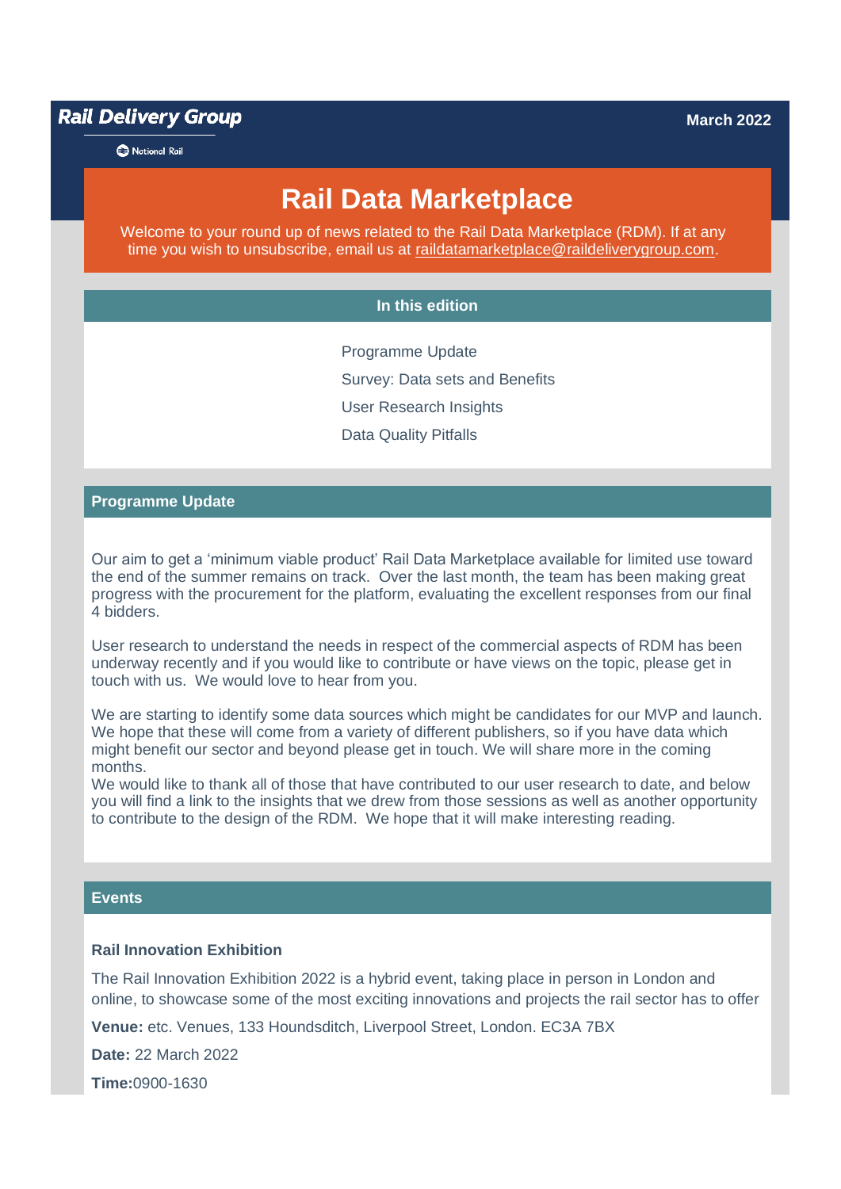**Rail Delivery Group**

National Rail

March 2022

# Rail Data Marketplace

Welcome to your round up of news related to the Rail Data Marketplace (RDM). If at any time you wish to unsubscribe, email us at raildatamarketplace@raildeliverygroup.com.

## In this edition

- Programme Update
- Survey: Data sets and Benefits
- User Research Insights
- Data Quality Pitfalls

## Programme Update

Our aim to get a 'minimum viable product' Rail Data Marketplace available for limited use toward the end of the summer remains on track. Over the last month, the team has been making great progress with the procurement for the platform, evaluating the excellent responses from our final 4 bidders.

User research to understand the needs in respect of the commercial aspects of RDM has been underway recently and if you would like to contribute or have views on the topic, please get in touch with us. We would love to hear from you.

We are starting to identify some data sources which might be candidates for our MVP and launch. We hope that these will come from a variety of different publishers, so if you have data which might benefit our sector and beyond please get in touch. We will share more in the coming months.
We would like to thank all of those that have contributed to our user research to date, and below you will find a link to the insights that we drew from those sessions as well as another opportunity to contribute to the design of the RDM. We hope that it will make interesting reading.

## Events

### Rail Innovation Exhibition

The Rail Innovation Exhibition 2022 is a hybrid event, taking place in person in London and online, to showcase some of the most exciting innovations and projects the rail sector has to offer

**Venue:** etc. Venues, 133 Houndsditch, Liverpool Street, London. EC3A 7BX

**Date:** 22 March 2022

**Time:**0900-1630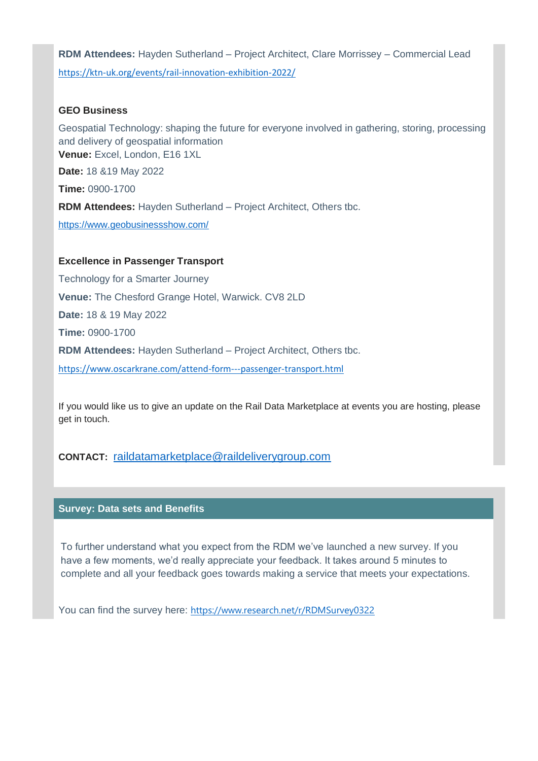**RDM Attendees:** Hayden Sutherland – Project Architect, Clare Morrissey – Commercial Lead

https://ktn-uk.org/events/rail-innovation-exhibition-2022/

### GEO Business

Geospatial Technology: shaping the future for everyone involved in gathering, storing, processing and delivery of geospatial information

**Venue:** Excel, London, E16 1XL

**Date:** 18 &19 May 2022

**Time:** 0900-1700

**RDM Attendees:** Hayden Sutherland – Project Architect, Others tbc.

https://www.geobusinessshow.com/

### Excellence in Passenger Transport

Technology for a Smarter Journey

**Venue:** The Chesford Grange Hotel, Warwick. CV8 2LD

**Date:** 18 & 19 May 2022

**Time:** 0900-1700

**RDM Attendees:** Hayden Sutherland – Project Architect, Others tbc.

https://www.oscarkrane.com/attend-form---passenger-transport.html

If you would like us to give an update on the Rail Data Marketplace at events you are hosting, please get in touch.

**CONTACT:** raildatamarketplace@raildeliverygroup.com

## Survey: Data sets and Benefits

To further understand what you expect from the RDM we've launched a new survey. If you have a few moments, we'd really appreciate your feedback. It takes around 5 minutes to complete and all your feedback goes towards making a service that meets your expectations.

You can find the survey here: https://www.research.net/r/RDMSurvey0322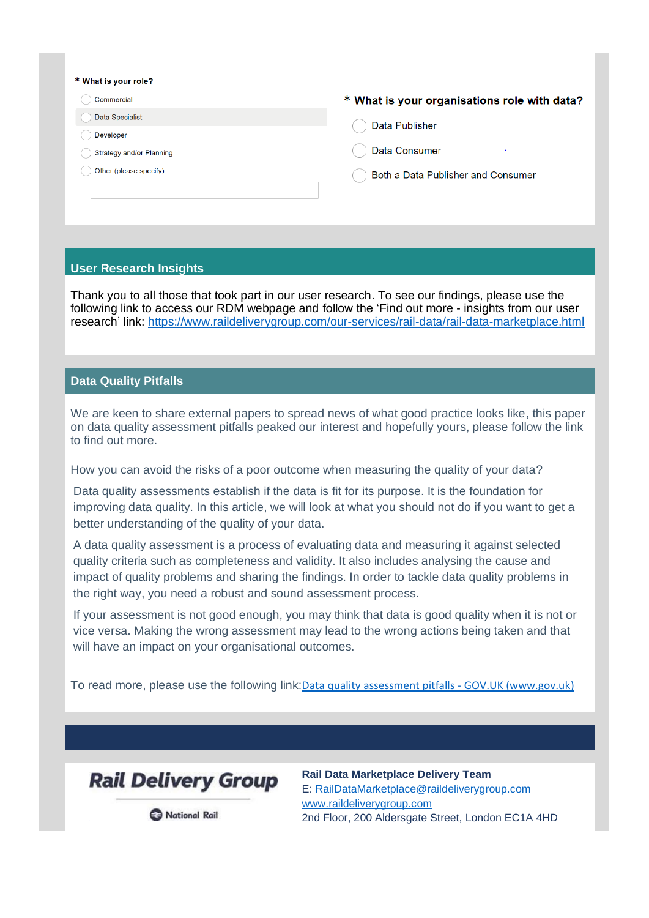\* What is your role?

- Commercial
- Data Specialist
- Developer
- Strategy and/or Planning
- Other (please specify)

\* What is your organisations role with data?

- Data Publisher
- Data Consumer
- Both a Data Publisher and Consumer

## User Research Insights

Thank you to all those that took part in our user research. To see our findings, please use the following link to access our RDM webpage and follow the 'Find out more - insights from our user research' link: https://www.raildeliverygroup.com/our-services/rail-data/rail-data-marketplace.html

## Data Quality Pitfalls

We are keen to share external papers to spread news of what good practice looks like, this paper on data quality assessment pitfalls peaked our interest and hopefully yours, please follow the link to find out more.

How you can avoid the risks of a poor outcome when measuring the quality of your data?

Data quality assessments establish if the data is fit for its purpose. It is the foundation for improving data quality. In this article, we will look at what you should not do if you want to get a better understanding of the quality of your data.

A data quality assessment is a process of evaluating data and measuring it against selected quality criteria such as completeness and validity. It also includes analysing the cause and impact of quality problems and sharing the findings. In order to tackle data quality problems in the right way, you need a robust and sound assessment process.

If your assessment is not good enough, you may think that data is good quality when it is not or vice versa. Making the wrong assessment may lead to the wrong actions being taken and that will have an impact on your organisational outcomes.

To read more, please use the following link: Data quality assessment pitfalls - GOV.UK (www.gov.uk)

---

Rail Delivery Group

National Rail

**Rail Data Marketplace Delivery Team**
E: RailDataMarketplace@raildeliverygroup.com
www.raildeliverygroup.com
2nd Floor, 200 Aldersgate Street, London EC1A 4HD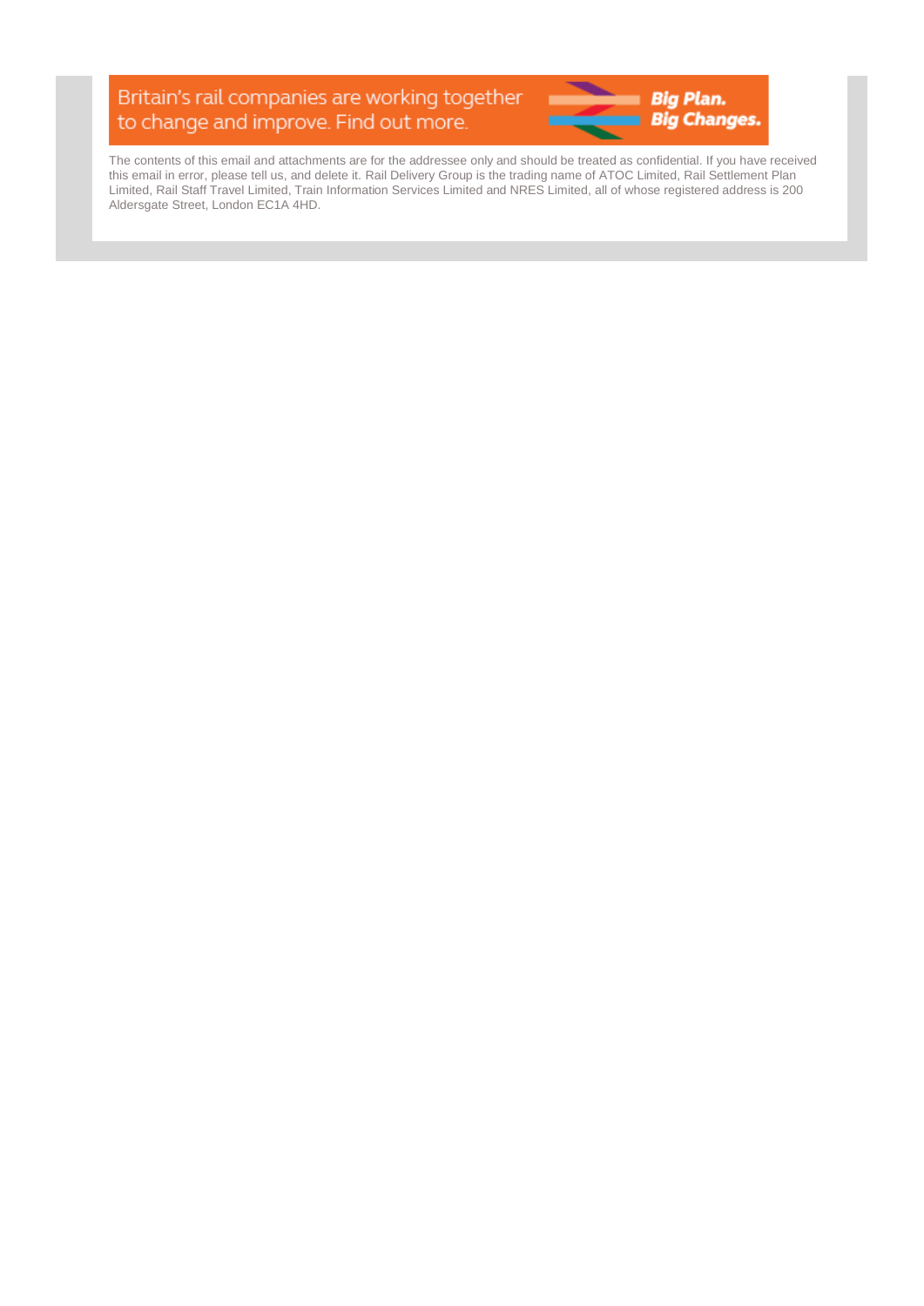Britain's rail companies are working together to change and improve. Find out more.

**Big Plan.**
**Big Changes.**

The contents of this email and attachments are for the addressee only and should be treated as confidential. If you have received this email in error, please tell us, and delete it. Rail Delivery Group is the trading name of ATOC Limited, Rail Settlement Plan Limited, Rail Staff Travel Limited, Train Information Services Limited and NRES Limited, all of whose registered address is 200 Aldersgate Street, London EC1A 4HD.